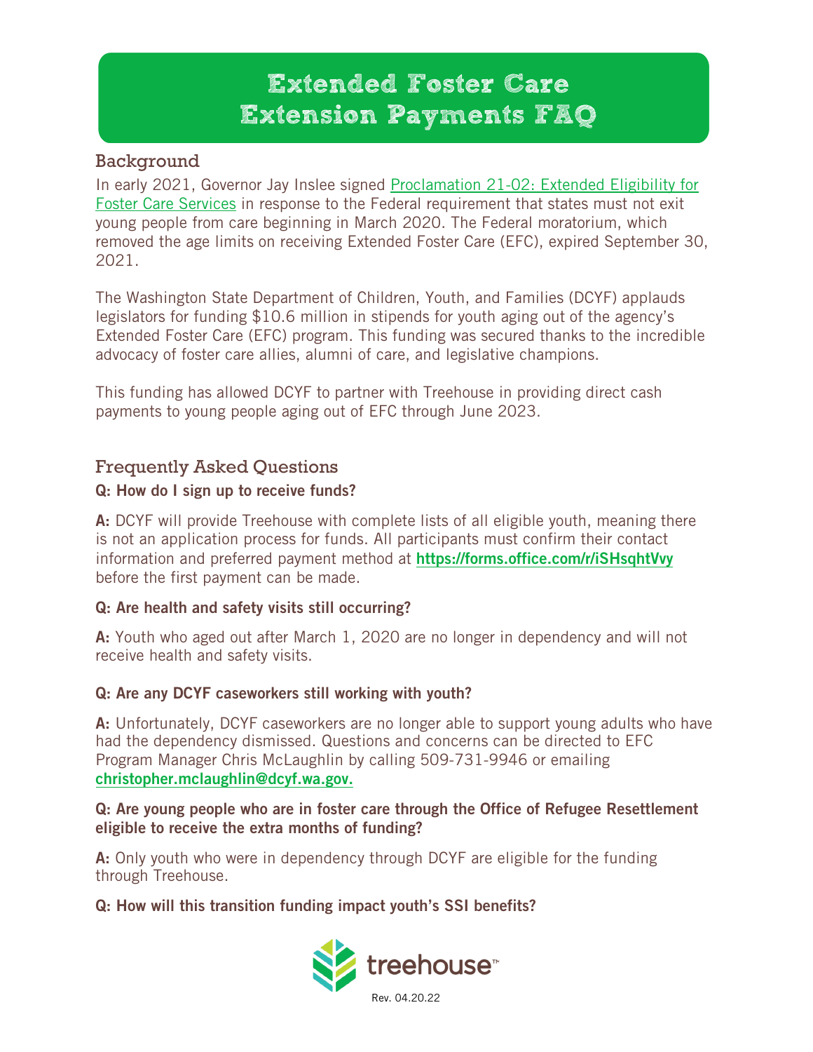# Extended Foster Care Extension Payments FAQ

## Background

In early 2021, Governor Jay Inslee signed [Proclamation 21-02: Extended Eligibility for Foster Care Services](#) in response to the Federal requirement that states must not exit young people from care beginning in March 2020. The Federal moratorium, which removed the age limits on receiving Extended Foster Care (EFC), expired September 30, 2021.

The Washington State Department of Children, Youth, and Families (DCYF) applauds legislators for funding $10.6 million in stipends for youth aging out of the agency's Extended Foster Care (EFC) program. This funding was secured thanks to the incredible advocacy of foster care allies, alumni of care, and legislative champions.

This funding has allowed DCYF to partner with Treehouse in providing direct cash payments to young people aging out of EFC through June 2023.

## Frequently Asked Questions

**Q: How do I sign up to receive funds?**

**A:** DCYF will provide Treehouse with complete lists of all eligible youth, meaning there is not an application process for funds. All participants must confirm their contact information and preferred payment method at **https://forms.office.com/r/iSHsqhtVvy** before the first payment can be made.

**Q: Are health and safety visits still occurring?**

**A:** Youth who aged out after March 1, 2020 are no longer in dependency and will not receive health and safety visits.

**Q: Are any DCYF caseworkers still working with youth?**

**A:** Unfortunately, DCYF caseworkers are no longer able to support young adults who have had the dependency dismissed. Questions and concerns can be directed to EFC Program Manager Chris McLaughlin by calling 509-731-9946 or emailing **christopher.mclaughlin@dcyf.wa.gov.**

**Q: Are young people who are in foster care through the Office of Refugee Resettlement eligible to receive the extra months of funding?**

**A:** Only youth who were in dependency through DCYF are eligible for the funding through Treehouse.

**Q: How will this transition funding impact youth's SSI benefits?**

treehouse™

Rev. 04.20.22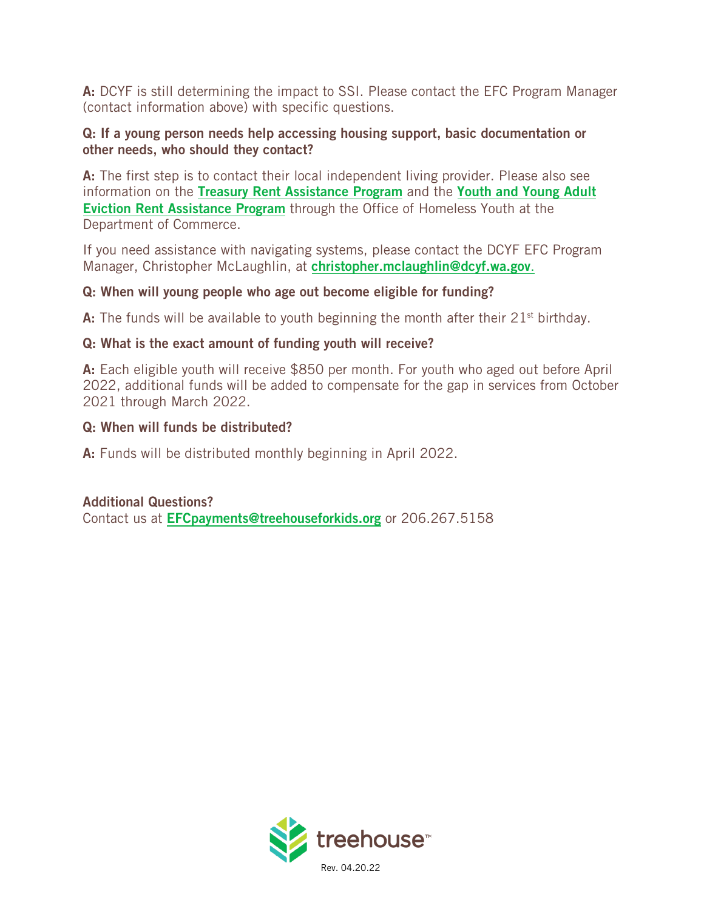**A:** DCYF is still determining the impact to SSI. Please contact the EFC Program Manager (contact information above) with specific questions.

**Q: If a young person needs help accessing housing support, basic documentation or other needs, who should they contact?**

**A:** The first step is to contact their local independent living provider. Please also see information on the **Treasury Rent Assistance Program** and the **Youth and Young Adult Eviction Rent Assistance Program** through the Office of Homeless Youth at the Department of Commerce.

If you need assistance with navigating systems, please contact the DCYF EFC Program Manager, Christopher McLaughlin, at **christopher.mclaughlin@dcyf.wa.gov**.

**Q: When will young people who age out become eligible for funding?**

**A:** The funds will be available to youth beginning the month after their 21st birthday.

**Q: What is the exact amount of funding youth will receive?**

**A:** Each eligible youth will receive $850 per month. For youth who aged out before April 2022, additional funds will be added to compensate for the gap in services from October 2021 through March 2022.

**Q: When will funds be distributed?**

**A:** Funds will be distributed monthly beginning in April 2022.

**Additional Questions?**
Contact us at **EFCpayments@treehouseforkids.org** or 206.267.5158

treehouse™

Rev. 04.20.22